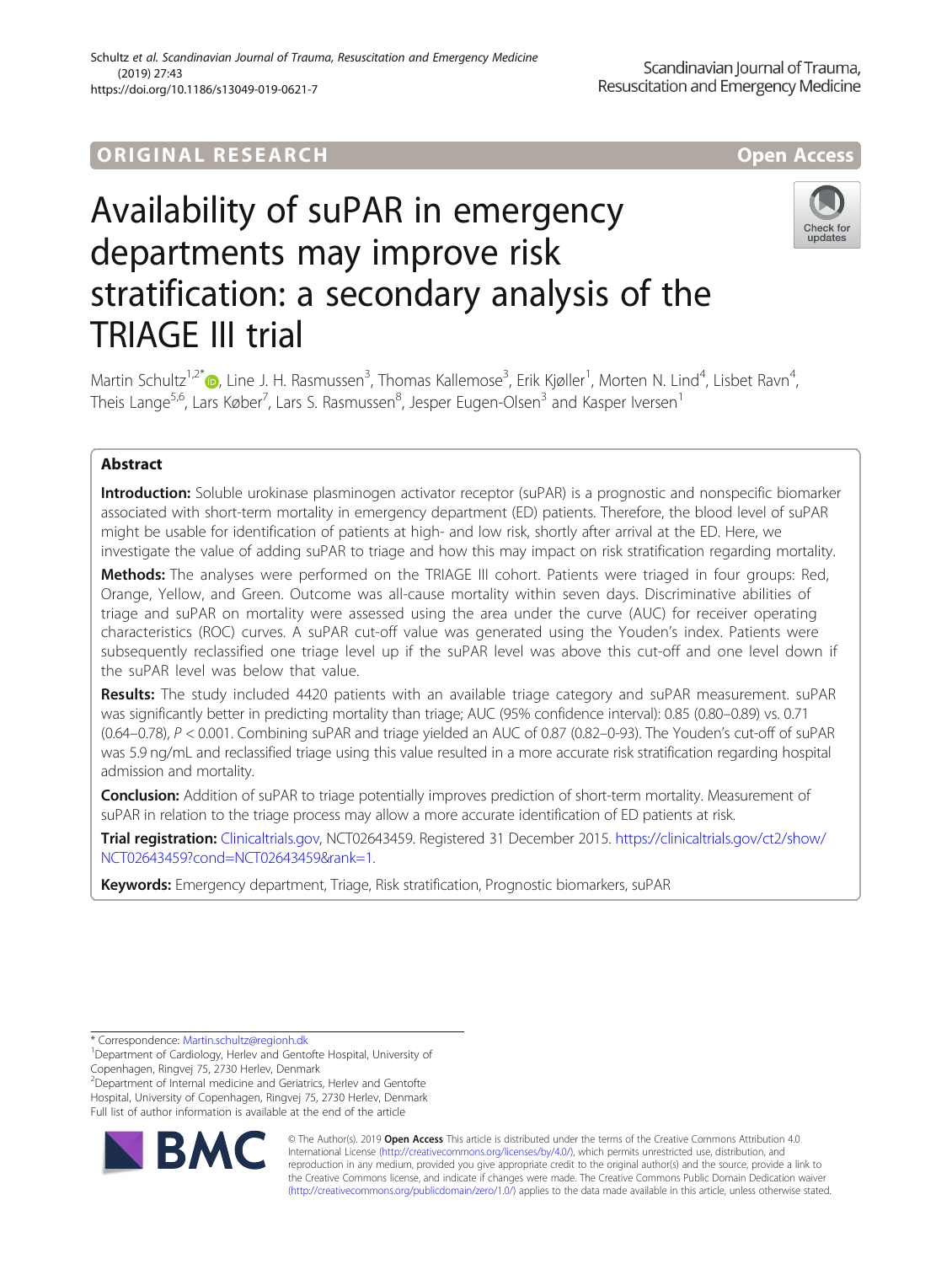ORIGINAL RESEARCH

Open Access

# Availability of suPAR in emergency departments may improve risk stratification: a secondary analysis of the TRIAGE III trial

Martin Schultz[1,2*], Line J. H. Rasmussen[3], Thomas Kallemose[3], Erik Kjøller[1], Morten N. Lind[4], Lisbet Ravn[4], Theis Lange[5,6], Lars Køber[7], Lars S. Rasmussen[8], Jesper Eugen-Olsen[3] and Kasper Iversen[1]

## Abstract

**Introduction:** Soluble urokinase plasminogen activator receptor (suPAR) is a prognostic and nonspecific biomarker associated with short-term mortality in emergency department (ED) patients. Therefore, the blood level of suPAR might be usable for identification of patients at high- and low risk, shortly after arrival at the ED. Here, we investigate the value of adding suPAR to triage and how this may impact on risk stratification regarding mortality.

**Methods:** The analyses were performed on the TRIAGE III cohort. Patients were triaged in four groups: Red, Orange, Yellow, and Green. Outcome was all-cause mortality within seven days. Discriminative abilities of triage and suPAR on mortality were assessed using the area under the curve (AUC) for receiver operating characteristics (ROC) curves. A suPAR cut-off value was generated using the Youden's index. Patients were subsequently reclassified one triage level up if the suPAR level was above this cut-off and one level down if the suPAR level was below that value.

**Results:** The study included 4420 patients with an available triage category and suPAR measurement. suPAR was significantly better in predicting mortality than triage; AUC (95% confidence interval): 0.85 (0.80–0.89) vs. 0.71 (0.64–0.78), $P < 0.001$. Combining suPAR and triage yielded an AUC of 0.87 (0.82–0-93). The Youden's cut-off of suPAR was 5.9 ng/mL and reclassified triage using this value resulted in a more accurate risk stratification regarding hospital admission and mortality.

**Conclusion:** Addition of suPAR to triage potentially improves prediction of short-term mortality. Measurement of suPAR in relation to the triage process may allow a more accurate identification of ED patients at risk.

**Trial registration:** Clinicaltrials.gov, NCT02643459. Registered 31 December 2015. https://clinicaltrials.gov/ct2/show/NCT02643459?cond=NCT02643459&rank=1.

**Keywords:** Emergency department, Triage, Risk stratification, Prognostic biomarkers, suPAR

---

* Correspondence: Martin.schultz@regionh.dk
[1]Department of Cardiology, Herlev and Gentofte Hospital, University of Copenhagen, Ringvej 75, 2730 Herlev, Denmark
[2]Department of Internal medicine and Geriatrics, Herlev and Gentofte Hospital, University of Copenhagen, Ringvej 75, 2730 Herlev, Denmark
Full list of author information is available at the end of the article

© The Author(s). 2019 **Open Access** This article is distributed under the terms of the Creative Commons Attribution 4.0 International License (http://creativecommons.org/licenses/by/4.0/), which permits unrestricted use, distribution, and reproduction in any medium, provided you give appropriate credit to the original author(s) and the source, provide a link to the Creative Commons license, and indicate if changes were made. The Creative Commons Public Domain Dedication waiver (http://creativecommons.org/publicdomain/zero/1.0/) applies to the data made available in this article, unless otherwise stated.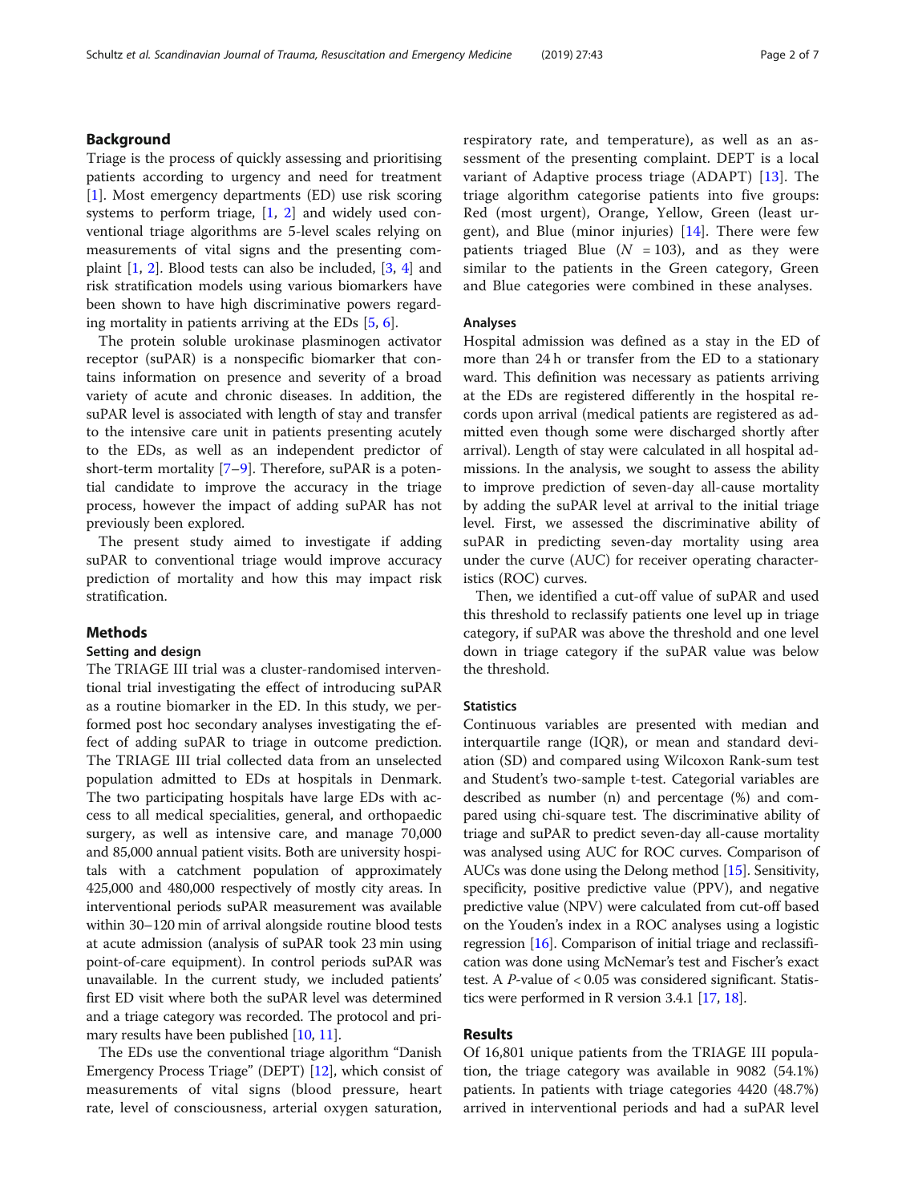## Background

Triage is the process of quickly assessing and prioritising patients according to urgency and need for treatment [1]. Most emergency departments (ED) use risk scoring systems to perform triage, [1, 2] and widely used conventional triage algorithms are 5-level scales relying on measurements of vital signs and the presenting complaint [1, 2]. Blood tests can also be included, [3, 4] and risk stratification models using various biomarkers have been shown to have high discriminative powers regarding mortality in patients arriving at the EDs [5, 6].

The protein soluble urokinase plasminogen activator receptor (suPAR) is a nonspecific biomarker that contains information on presence and severity of a broad variety of acute and chronic diseases. In addition, the suPAR level is associated with length of stay and transfer to the intensive care unit in patients presenting acutely to the EDs, as well as an independent predictor of short-term mortality [7–9]. Therefore, suPAR is a potential candidate to improve the accuracy in the triage process, however the impact of adding suPAR has not previously been explored.

The present study aimed to investigate if adding suPAR to conventional triage would improve accuracy prediction of mortality and how this may impact risk stratification.

## Methods

### Setting and design

The TRIAGE III trial was a cluster-randomised interventional trial investigating the effect of introducing suPAR as a routine biomarker in the ED. In this study, we performed post hoc secondary analyses investigating the effect of adding suPAR to triage in outcome prediction. The TRIAGE III trial collected data from an unselected population admitted to EDs at hospitals in Denmark. The two participating hospitals have large EDs with access to all medical specialities, general, and orthopaedic surgery, as well as intensive care, and manage 70,000 and 85,000 annual patient visits. Both are university hospitals with a catchment population of approximately 425,000 and 480,000 respectively of mostly city areas. In interventional periods suPAR measurement was available within 30–120 min of arrival alongside routine blood tests at acute admission (analysis of suPAR took 23 min using point-of-care equipment). In control periods suPAR was unavailable. In the current study, we included patients' first ED visit where both the suPAR level was determined and a triage category was recorded. The protocol and primary results have been published [10, 11].

The EDs use the conventional triage algorithm "Danish Emergency Process Triage" (DEPT) [12], which consist of measurements of vital signs (blood pressure, heart rate, level of consciousness, arterial oxygen saturation, respiratory rate, and temperature), as well as an assessment of the presenting complaint. DEPT is a local variant of Adaptive process triage (ADAPT) [13]. The triage algorithm categorise patients into five groups: Red (most urgent), Orange, Yellow, Green (least urgent), and Blue (minor injuries) [14]. There were few patients triaged Blue ($N = 103$), and as they were similar to the patients in the Green category, Green and Blue categories were combined in these analyses.

### Analyses

Hospital admission was defined as a stay in the ED of more than 24 h or transfer from the ED to a stationary ward. This definition was necessary as patients arriving at the EDs are registered differently in the hospital records upon arrival (medical patients are registered as admitted even though some were discharged shortly after arrival). Length of stay were calculated in all hospital admissions. In the analysis, we sought to assess the ability to improve prediction of seven-day all-cause mortality by adding the suPAR level at arrival to the initial triage level. First, we assessed the discriminative ability of suPAR in predicting seven-day mortality using area under the curve (AUC) for receiver operating characteristics (ROC) curves.

Then, we identified a cut-off value of suPAR and used this threshold to reclassify patients one level up in triage category, if suPAR was above the threshold and one level down in triage category if the suPAR value was below the threshold.

### Statistics

Continuous variables are presented with median and interquartile range (IQR), or mean and standard deviation (SD) and compared using Wilcoxon Rank-sum test and Student's two-sample t-test. Categorial variables are described as number (n) and percentage (%) and compared using chi-square test. The discriminative ability of triage and suPAR to predict seven-day all-cause mortality was analysed using AUC for ROC curves. Comparison of AUCs was done using the Delong method [15]. Sensitivity, specificity, positive predictive value (PPV), and negative predictive value (NPV) were calculated from cut-off based on the Youden's index in a ROC analyses using a logistic regression [16]. Comparison of initial triage and reclassification was done using McNemar's test and Fischer's exact test. A $P$-value of $< 0.05$ was considered significant. Statistics were performed in R version 3.4.1 [17, 18].

## Results

Of 16,801 unique patients from the TRIAGE III population, the triage category was available in 9082 (54.1%) patients. In patients with triage categories 4420 (48.7%) arrived in interventional periods and had a suPAR level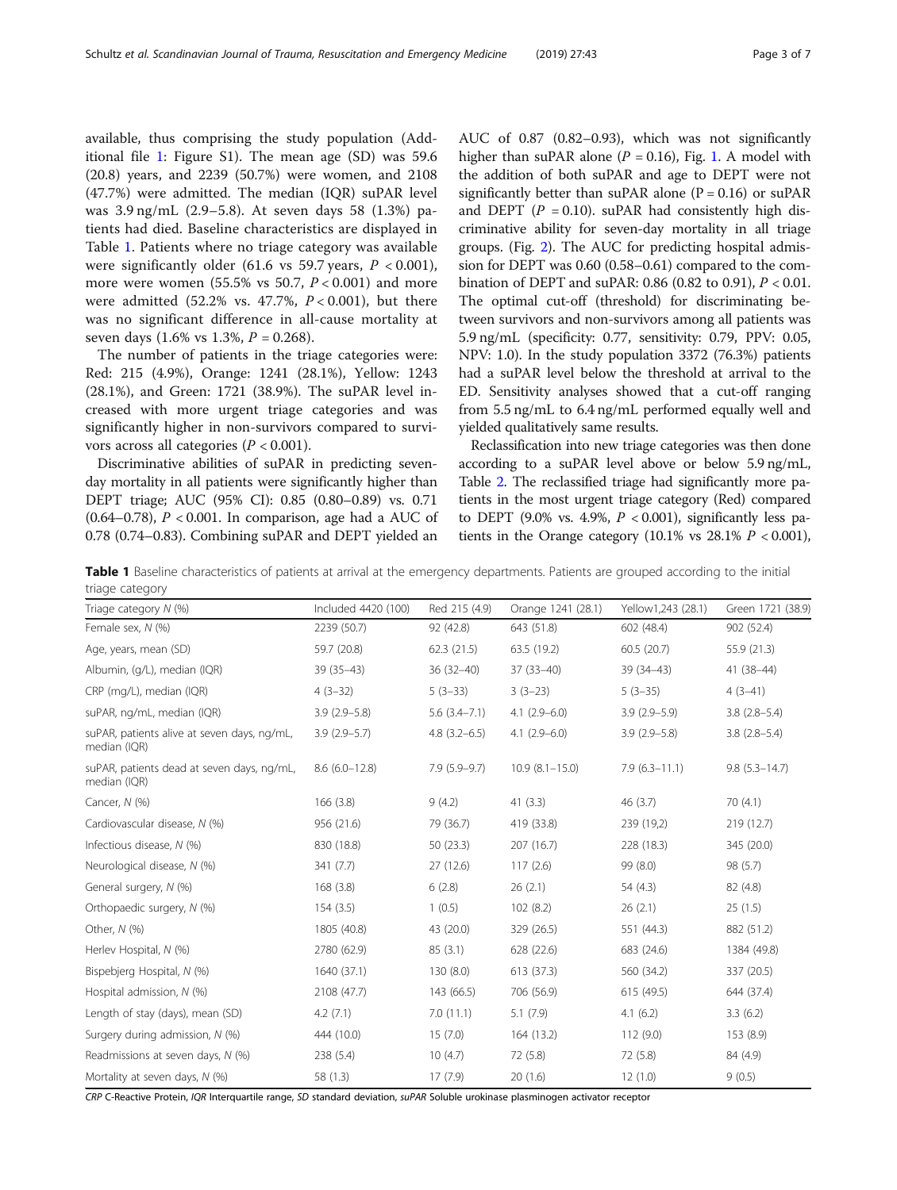available, thus comprising the study population (Additional file 1: Figure S1). The mean age (SD) was 59.6 (20.8) years, and 2239 (50.7%) were women, and 2108 (47.7%) were admitted. The median (IQR) suPAR level was 3.9 ng/mL (2.9–5.8). At seven days 58 (1.3%) patients had died. Baseline characteristics are displayed in Table 1. Patients where no triage category was available were significantly older (61.6 vs 59.7 years, $P < 0.001$), more were women (55.5% vs 50.7, $P < 0.001$) and more were admitted (52.2% vs. 47.7%, $P < 0.001$), but there was no significant difference in all-cause mortality at seven days (1.6% vs 1.3%, $P = 0.268$).

The number of patients in the triage categories were: Red: 215 (4.9%), Orange: 1241 (28.1%), Yellow: 1243 (28.1%), and Green: 1721 (38.9%). The suPAR level increased with more urgent triage categories and was significantly higher in non-survivors compared to survivors across all categories ($P < 0.001$).

Discriminative abilities of suPAR in predicting seven-day mortality in all patients were significantly higher than DEPT triage; AUC (95% CI): 0.85 (0.80–0.89) vs. 0.71 (0.64–0.78), $P < 0.001$. In comparison, age had a AUC of 0.78 (0.74–0.83). Combining suPAR and DEPT yielded an AUC of 0.87 (0.82–0.93), which was not significantly higher than suPAR alone ($P = 0.16$), Fig. 1. A model with the addition of both suPAR and age to DEPT were not significantly better than suPAR alone ($P = 0.16$) or suPAR and DEPT ($P = 0.10$). suPAR had consistently high discriminative ability for seven-day mortality in all triage groups. (Fig. 2). The AUC for predicting hospital admission for DEPT was 0.60 (0.58–0.61) compared to the combination of DEPT and suPAR: 0.86 (0.82 to 0.91), $P < 0.01$. The optimal cut-off (threshold) for discriminating between survivors and non-survivors among all patients was 5.9 ng/mL (specificity: 0.77, sensitivity: 0.79, PPV: 0.05, NPV: 1.0). In the study population 3372 (76.3%) patients had a suPAR level below the threshold at arrival to the ED. Sensitivity analyses showed that a cut-off ranging from 5.5 ng/mL to 6.4 ng/mL performed equally well and yielded qualitatively same results.

Reclassification into new triage categories was then done according to a suPAR level above or below 5.9 ng/mL, Table 2. The reclassified triage had significantly more patients in the most urgent triage category (Red) compared to DEPT (9.0% vs. 4.9%, $P < 0.001$), significantly less patients in the Orange category (10.1% vs 28.1% $P < 0.001$),

**Table 1** Baseline characteristics of patients at arrival at the emergency departments. Patients are grouped according to the initial triage category

| Triage category *N* (%) | Included 4420 (100) | Red 215 (4.9) | Orange 1241 (28.1) | Yellow1,243 (28.1) | Green 1721 (38.9) |
|---|---|---|---|---|---|
| Female sex, *N* (%) | 2239 (50.7) | 92 (42.8) | 643 (51.8) | 602 (48.4) | 902 (52.4) |
| Age, years, mean (SD) | 59.7 (20.8) | 62.3 (21.5) | 63.5 (19.2) | 60.5 (20.7) | 55.9 (21.3) |
| Albumin, (g/L), median (IQR) | 39 (35–43) | 36 (32–40) | 37 (33–40) | 39 (34–43) | 41 (38–44) |
| CRP (mg/L), median (IQR) | 4 (3–32) | 5 (3–33) | 3 (3–23) | 5 (3–35) | 4 (3–41) |
| suPAR, ng/mL, median (IQR) | 3.9 (2.9–5.8) | 5.6 (3.4–7.1) | 4.1 (2.9–6.0) | 3.9 (2.9–5.9) | 3.8 (2.8–5.4) |
| suPAR, patients alive at seven days, ng/mL, median (IQR) | 3.9 (2.9–5.7) | 4.8 (3.2–6.5) | 4.1 (2.9–6.0) | 3.9 (2.9–5.8) | 3.8 (2.8–5.4) |
| suPAR, patients dead at seven days, ng/mL, median (IQR) | 8.6 (6.0–12.8) | 7.9 (5.9–9.7) | 10.9 (8.1–15.0) | 7.9 (6.3–11.1) | 9.8 (5.3–14.7) |
| Cancer, *N* (%) | 166 (3.8) | 9 (4.2) | 41 (3.3) | 46 (3.7) | 70 (4.1) |
| Cardiovascular disease, *N* (%) | 956 (21.6) | 79 (36.7) | 419 (33.8) | 239 (19,2) | 219 (12.7) |
| Infectious disease, *N* (%) | 830 (18.8) | 50 (23.3) | 207 (16.7) | 228 (18.3) | 345 (20.0) |
| Neurological disease, *N* (%) | 341 (7.7) | 27 (12.6) | 117 (2.6) | 99 (8.0) | 98 (5.7) |
| General surgery, *N* (%) | 168 (3.8) | 6 (2.8) | 26 (2.1) | 54 (4.3) | 82 (4.8) |
| Orthopaedic surgery, *N* (%) | 154 (3.5) | 1 (0.5) | 102 (8.2) | 26 (2.1) | 25 (1.5) |
| Other, *N* (%) | 1805 (40.8) | 43 (20.0) | 329 (26.5) | 551 (44.3) | 882 (51.2) |
| Herlev Hospital, *N* (%) | 2780 (62.9) | 85 (3.1) | 628 (22.6) | 683 (24.6) | 1384 (49.8) |
| Bispebjerg Hospital, *N* (%) | 1640 (37.1) | 130 (8.0) | 613 (37.3) | 560 (34.2) | 337 (20.5) |
| Hospital admission, *N* (%) | 2108 (47.7) | 143 (66.5) | 706 (56.9) | 615 (49.5) | 644 (37.4) |
| Length of stay (days), mean (SD) | 4.2 (7.1) | 7.0 (11.1) | 5.1 (7.9) | 4.1 (6.2) | 3.3 (6.2) |
| Surgery during admission, *N* (%) | 444 (10.0) | 15 (7.0) | 164 (13.2) | 112 (9.0) | 153 (8.9) |
| Readmissions at seven days, *N* (%) | 238 (5.4) | 10 (4.7) | 72 (5.8) | 72 (5.8) | 84 (4.9) |
| Mortality at seven days, *N* (%) | 58 (1.3) | 17 (7.9) | 20 (1.6) | 12 (1.0) | 9 (0.5) |

*CRP* C-Reactive Protein, *IQR* Interquartile range, *SD* standard deviation, *suPAR* Soluble urokinase plasminogen activator receptor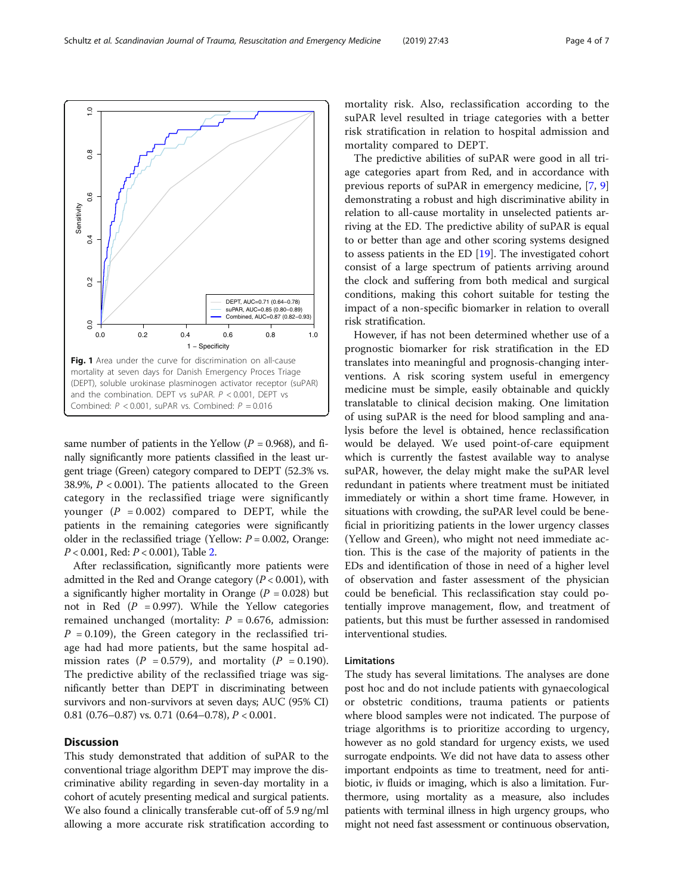Fig. 1 Area under the curve for discrimination on all-cause mortality at seven days for Danish Emergency Proces Triage (DEPT), soluble urokinase plasminogen activator receptor (suPAR) and the combination. DEPT vs suPAR. $P < 0.001$, DEPT vs Combined: $P < 0.001$, suPAR vs. Combined: $P = 0.016$

same number of patients in the Yellow ($P = 0.968$), and finally significantly more patients classified in the least urgent triage (Green) category compared to DEPT (52.3% vs. 38.9%, $P < 0.001$). The patients allocated to the Green category in the reclassified triage were significantly younger ($P = 0.002$) compared to DEPT, while the patients in the remaining categories were significantly older in the reclassified triage (Yellow: $P = 0.002$, Orange: $P < 0.001$, Red: $P < 0.001$), Table 2.

After reclassification, significantly more patients were admitted in the Red and Orange category ($P < 0.001$), with a significantly higher mortality in Orange ($P = 0.028$) but not in Red ($P = 0.997$). While the Yellow categories remained unchanged (mortality: $P = 0.676$, admission: $P = 0.109$), the Green category in the reclassified triage had had more patients, but the same hospital admission rates ($P = 0.579$), and mortality ($P = 0.190$). The predictive ability of the reclassified triage was significantly better than DEPT in discriminating between survivors and non-survivors at seven days; AUC (95% CI) 0.81 (0.76–0.87) vs. 0.71 (0.64–0.78), $P < 0.001$.

## Discussion

This study demonstrated that addition of suPAR to the conventional triage algorithm DEPT may improve the discriminative ability regarding in seven-day mortality in a cohort of acutely presenting medical and surgical patients. We also found a clinically transferable cut-off of 5.9 ng/ml allowing a more accurate risk stratification according to mortality risk. Also, reclassification according to the suPAR level resulted in triage categories with a better risk stratification in relation to hospital admission and mortality compared to DEPT.

The predictive abilities of suPAR were good in all triage categories apart from Red, and in accordance with previous reports of suPAR in emergency medicine, [7, 9] demonstrating a robust and high discriminative ability in relation to all-cause mortality in unselected patients arriving at the ED. The predictive ability of suPAR is equal to or better than age and other scoring systems designed to assess patients in the ED [19]. The investigated cohort consist of a large spectrum of patients arriving around the clock and suffering from both medical and surgical conditions, making this cohort suitable for testing the impact of a non-specific biomarker in relation to overall risk stratification.

However, if has not been determined whether use of a prognostic biomarker for risk stratification in the ED translates into meaningful and prognosis-changing interventions. A risk scoring system useful in emergency medicine must be simple, easily obtainable and quickly translatable to clinical decision making. One limitation of using suPAR is the need for blood sampling and analysis before the level is obtained, hence reclassification would be delayed. We used point-of-care equipment which is currently the fastest available way to analyse suPAR, however, the delay might make the suPAR level redundant in patients where treatment must be initiated immediately or within a short time frame. However, in situations with crowding, the suPAR level could be beneficial in prioritizing patients in the lower urgency classes (Yellow and Green), who might not need immediate action. This is the case of the majority of patients in the EDs and identification of those in need of a higher level of observation and faster assessment of the physician could be beneficial. This reclassification stay could potentially improve management, flow, and treatment of patients, but this must be further assessed in randomised interventional studies.

### Limitations

The study has several limitations. The analyses are done post hoc and do not include patients with gynaecological or obstetric conditions, trauma patients or patients where blood samples were not indicated. The purpose of triage algorithms is to prioritize according to urgency, however as no gold standard for urgency exists, we used surrogate endpoints. We did not have data to assess other important endpoints as time to treatment, need for antibiotic, iv fluids or imaging, which is also a limitation. Furthermore, using mortality as a measure, also includes patients with terminal illness in high urgency groups, who might not need fast assessment or continuous observation,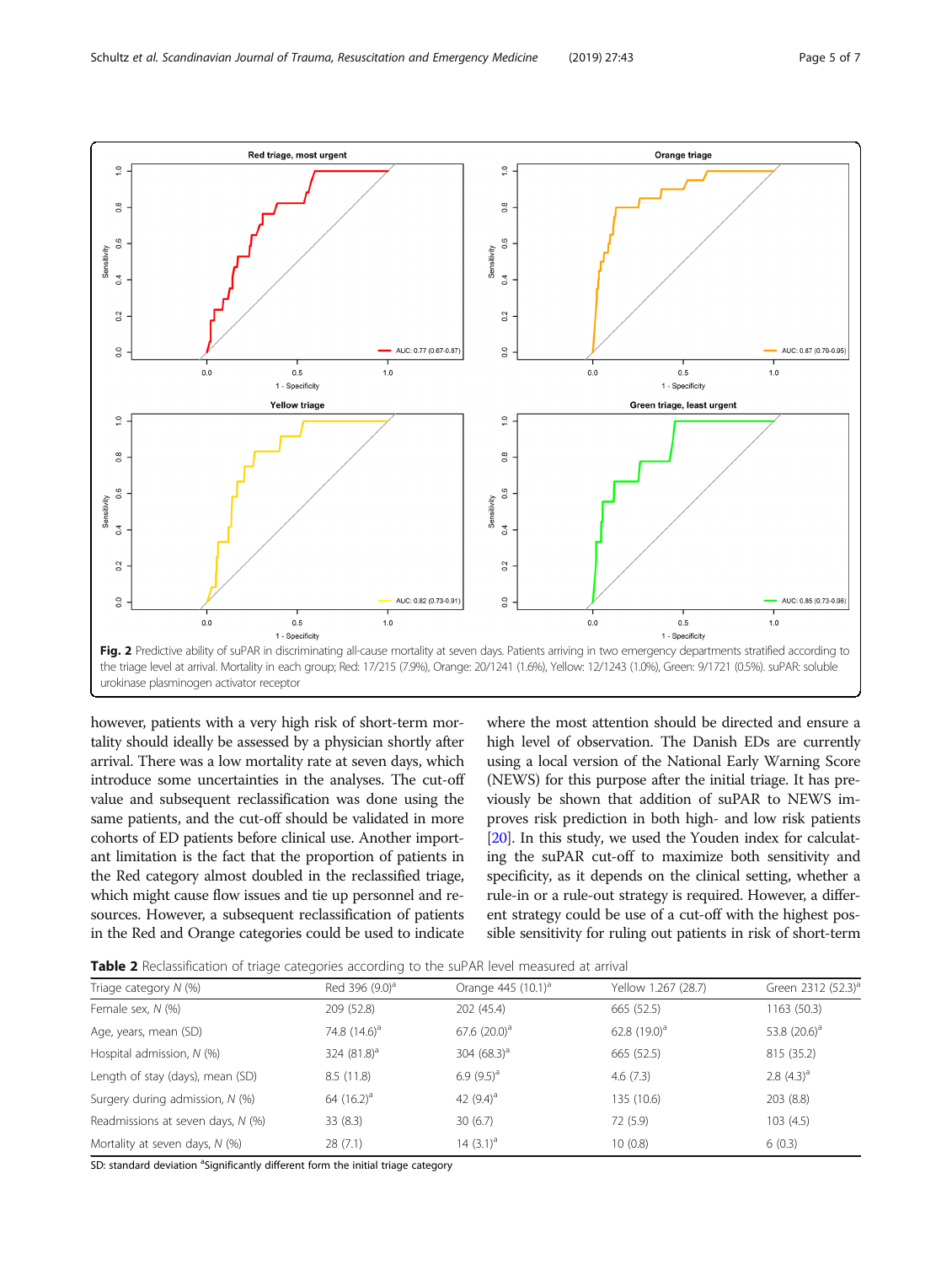Fig. 2 Predictive ability of suPAR in discriminating all-cause mortality at seven days. Patients arriving in two emergency departments stratified according to the triage level at arrival. Mortality in each group; Red: 17/215 (7.9%), Orange: 20/1241 (1.6%), Yellow: 12/1243 (1.0%), Green: 9/1721 (0.5%). suPAR: soluble urokinase plasminogen activator receptor

however, patients with a very high risk of short-term mortality should ideally be assessed by a physician shortly after arrival. There was a low mortality rate at seven days, which introduce some uncertainties in the analyses. The cut-off value and subsequent reclassification was done using the same patients, and the cut-off should be validated in more cohorts of ED patients before clinical use. Another important limitation is the fact that the proportion of patients in the Red category almost doubled in the reclassified triage, which might cause flow issues and tie up personnel and resources. However, a subsequent reclassification of patients in the Red and Orange categories could be used to indicate where the most attention should be directed and ensure a high level of observation. The Danish EDs are currently using a local version of the National Early Warning Score (NEWS) for this purpose after the initial triage. It has previously be shown that addition of suPAR to NEWS improves risk prediction in both high- and low risk patients [20]. In this study, we used the Youden index for calculating the suPAR cut-off to maximize both sensitivity and specificity, as it depends on the clinical setting, whether a rule-in or a rule-out strategy is required. However, a different strategy could be use of a cut-off with the highest possible sensitivity for ruling out patients in risk of short-term

**Table 2** Reclassification of triage categories according to the suPAR level measured at arrival

| Triage category *N* (%) | Red 396 (9.0)[a] | Orange 445 (10.1)[a] | Yellow 1.267 (28.7) | Green 2312 (52.3)[a] |
|---|---|---|---|---|
| Female sex, *N* (%) | 209 (52.8) | 202 (45.4) | 665 (52.5) | 1163 (50.3) |
| Age, years, mean (SD) | 74.8 (14.6)[a] | 67.6 (20.0)[a] | 62.8 (19.0)[a] | 53.8 (20.6)[a] |
| Hospital admission, *N* (%) | 324 (81.8)[a] | 304 (68.3)[a] | 665 (52.5) | 815 (35.2) |
| Length of stay (days), mean (SD) | 8.5 (11.8) | 6.9 (9.5)[a] | 4.6 (7.3) | 2.8 (4.3)[a] |
| Surgery during admission, *N* (%) | 64 (16.2)[a] | 42 (9.4)[a] | 135 (10.6) | 203 (8.8) |
| Readmissions at seven days, *N* (%) | 33 (8.3) | 30 (6.7) | 72 (5.9) | 103 (4.5) |
| Mortality at seven days, *N* (%) | 28 (7.1) | 14 (3.1)[a] | 10 (0.8) | 6 (0.3) |

SD: standard deviation [a]Significantly different form the initial triage category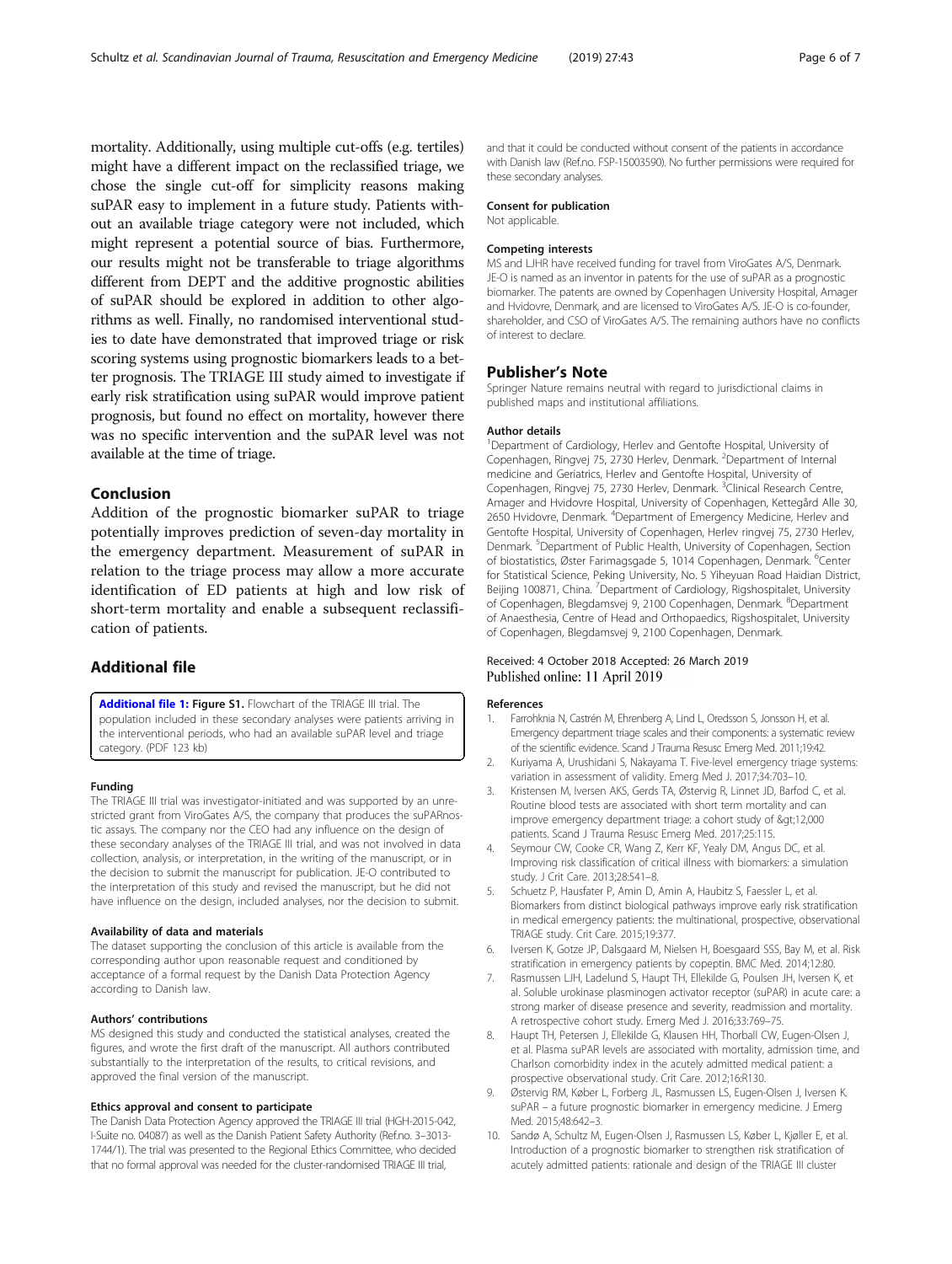mortality. Additionally, using multiple cut-offs (e.g. tertiles) might have a different impact on the reclassified triage, we chose the single cut-off for simplicity reasons making suPAR easy to implement in a future study. Patients without an available triage category were not included, which might represent a potential source of bias. Furthermore, our results might not be transferable to triage algorithms different from DEPT and the additive prognostic abilities of suPAR should be explored in addition to other algorithms as well. Finally, no randomised interventional studies to date have demonstrated that improved triage or risk scoring systems using prognostic biomarkers leads to a better prognosis. The TRIAGE III study aimed to investigate if early risk stratification using suPAR would improve patient prognosis, but found no effect on mortality, however there was no specific intervention and the suPAR level was not available at the time of triage.

## Conclusion

Addition of the prognostic biomarker suPAR to triage potentially improves prediction of seven-day mortality in the emergency department. Measurement of suPAR in relation to the triage process may allow a more accurate identification of ED patients at high and low risk of short-term mortality and enable a subsequent reclassification of patients.

## Additional file

**Additional file 1: Figure S1.** Flowchart of the TRIAGE III trial. The population included in these secondary analyses were patients arriving in the interventional periods, who had an available suPAR level and triage category. (PDF 123 kb)

#### Funding

The TRIAGE III trial was investigator-initiated and was supported by an unrestricted grant from ViroGates A/S, the company that produces the suPARnostic assays. The company nor the CEO had any influence on the design of these secondary analyses of the TRIAGE III trial, and was not involved in data collection, analysis, or interpretation, in the writing of the manuscript, or in the decision to submit the manuscript for publication. JE-O contributed to the interpretation of this study and revised the manuscript, but he did not have influence on the design, included analyses, nor the decision to submit.

#### Availability of data and materials

The dataset supporting the conclusion of this article is available from the corresponding author upon reasonable request and conditioned by acceptance of a formal request by the Danish Data Protection Agency according to Danish law.

#### Authors' contributions

MS designed this study and conducted the statistical analyses, created the figures, and wrote the first draft of the manuscript. All authors contributed substantially to the interpretation of the results, to critical revisions, and approved the final version of the manuscript.

#### Ethics approval and consent to participate

The Danish Data Protection Agency approved the TRIAGE III trial (HGH-2015-042, I-Suite no. 04087) as well as the Danish Patient Safety Authority (Ref.no. 3–3013-1744/1). The trial was presented to the Regional Ethics Committee, who decided that no formal approval was needed for the cluster-randomised TRIAGE III trial, and that it could be conducted without consent of the patients in accordance with Danish law (Ref.no. FSP-15003590). No further permissions were required for these secondary analyses.

#### Consent for publication

Not applicable.

#### Competing interests

MS and LJHR have received funding for travel from ViroGates A/S, Denmark. JE-O is named as an inventor in patents for the use of suPAR as a prognostic biomarker. The patents are owned by Copenhagen University Hospital, Amager and Hvidovre, Denmark, and are licensed to ViroGates A/S. JE-O is co-founder, shareholder, and CSO of ViroGates A/S. The remaining authors have no conflicts of interest to declare.

## Publisher's Note

Springer Nature remains neutral with regard to jurisdictional claims in published maps and institutional affiliations.

#### Author details

[1]Department of Cardiology, Herlev and Gentofte Hospital, University of Copenhagen, Ringvej 75, 2730 Herlev, Denmark. [2]Department of Internal medicine and Geriatrics, Herlev and Gentofte Hospital, University of Copenhagen, Ringvej 75, 2730 Herlev, Denmark. [3]Clinical Research Centre, Amager and Hvidovre Hospital, University of Copenhagen, Kettegård Alle 30, 2650 Hvidovre, Denmark. [4]Department of Emergency Medicine, Herlev and Gentofte Hospital, University of Copenhagen, Herlev ringvej 75, 2730 Herlev, Denmark. [5]Department of Public Health, University of Copenhagen, Section of biostatistics, Øster Farimagsgade 5, 1014 Copenhagen, Denmark. [6]Center for Statistical Science, Peking University, No. 5 Yiheyuan Road Haidian District, Beijing 100871, China. [7]Department of Cardiology, Rigshospitalet, University of Copenhagen, Blegdamsvej 9, 2100 Copenhagen, Denmark. [8]Department of Anaesthesia, Centre of Head and Orthopaedics, Rigshospitalet, University of Copenhagen, Blegdamsvej 9, 2100 Copenhagen, Denmark.

Received: 4 October 2018 Accepted: 26 March 2019
Published online: 11 April 2019

#### References

1. Farrohknia N, Castrén M, Ehrenberg A, Lind L, Oredsson S, Jonsson H, et al. Emergency department triage scales and their components: a systematic review of the scientific evidence. Scand J Trauma Resusc Emerg Med. 2011;19:42.
2. Kuriyama A, Urushidani S, Nakayama T. Five-level emergency triage systems: variation in assessment of validity. Emerg Med J. 2017;34:703–10.
3. Kristensen M, Iversen AKS, Gerds TA, Østervig R, Linnet JD, Barfod C, et al. Routine blood tests are associated with short term mortality and can improve emergency department triage: a cohort study of &gt;12,000 patients. Scand J Trauma Resusc Emerg Med. 2017;25:115.
4. Seymour CW, Cooke CR, Wang Z, Kerr KF, Yealy DM, Angus DC, et al. Improving risk classification of critical illness with biomarkers: a simulation study. J Crit Care. 2013;28:541–8.
5. Schuetz P, Hausfater P, Amin D, Amin A, Haubitz S, Faessler L, et al. Biomarkers from distinct biological pathways improve early risk stratification in medical emergency patients: the multinational, prospective, observational TRIAGE study. Crit Care. 2015;19:377.
6. Iversen K, Gotze JP, Dalsgaard M, Nielsen H, Boesgaard SSS, Bay M, et al. Risk stratification in emergency patients by copeptin. BMC Med. 2014;12:80.
7. Rasmussen LJH, Ladelund S, Haupt TH, Ellekilde G, Poulsen JH, Iversen K, et al. Soluble urokinase plasminogen activator receptor (suPAR) in acute care: a strong marker of disease presence and severity, readmission and mortality. A retrospective cohort study. Emerg Med J. 2016;33:769–75.
8. Haupt TH, Petersen J, Ellekilde G, Klausen HH, Thorball CW, Eugen-Olsen J, et al. Plasma suPAR levels are associated with mortality, admission time, and Charlson comorbidity index in the acutely admitted medical patient: a prospective observational study. Crit Care. 2012;16:R130.
9. Østervig RM, Køber L, Forberg JL, Rasmussen LS, Eugen-Olsen J, Iversen K. suPAR – a future prognostic biomarker in emergency medicine. J Emerg Med. 2015;48:642–3.
10. Sandø A, Schultz M, Eugen-Olsen J, Rasmussen LS, Køber L, Kjøller E, et al. Introduction of a prognostic biomarker to strengthen risk stratification of acutely admitted patients: rationale and design of the TRIAGE III cluster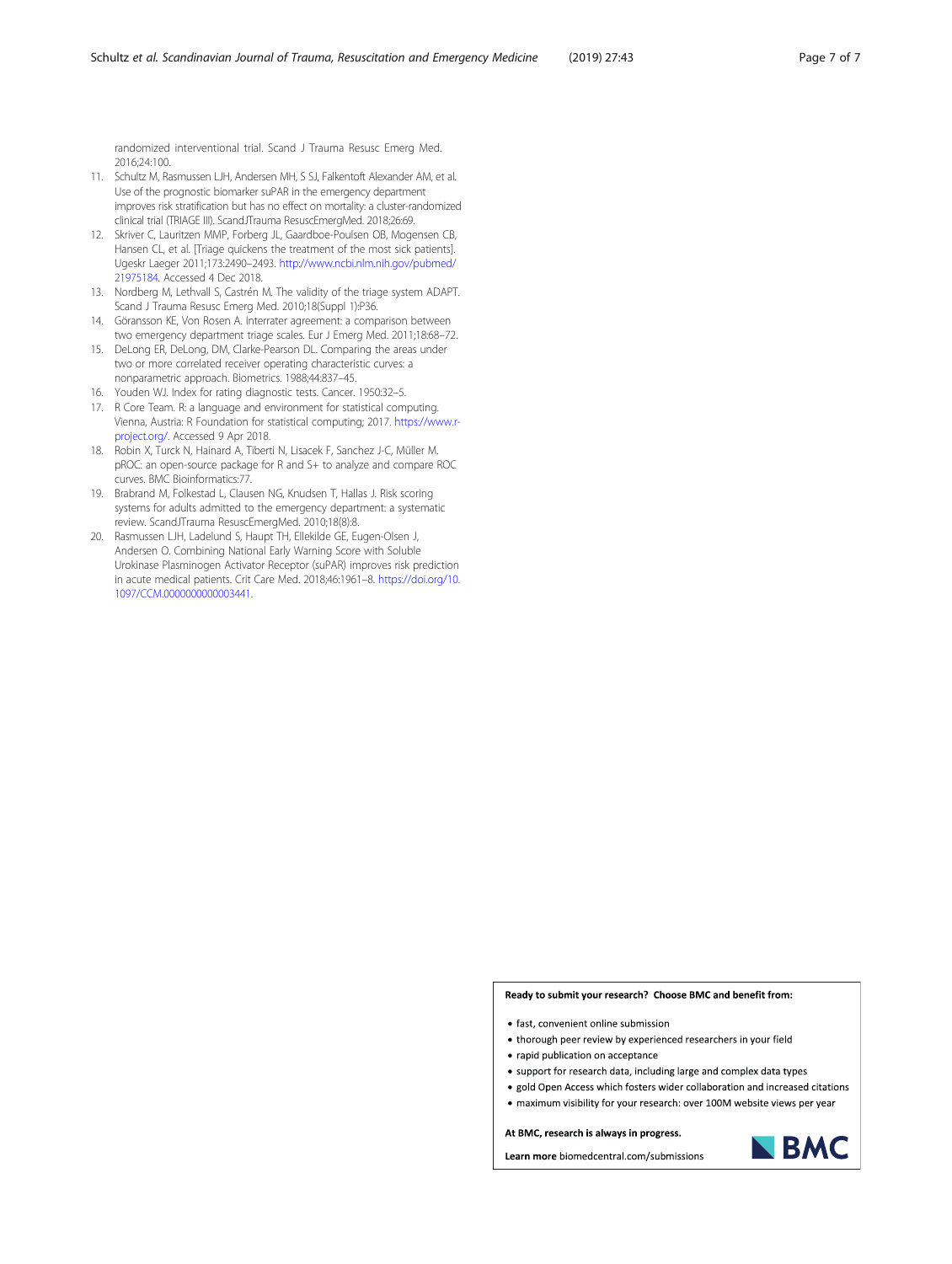randomized interventional trial. Scand J Trauma Resusc Emerg Med. 2016;24:100.

11. Schultz M, Rasmussen LJH, Andersen MH, S SJ, Falkentoft Alexander AM, et al. Use of the prognostic biomarker suPAR in the emergency department improves risk stratification but has no effect on mortality: a cluster-randomized clinical trial (TRIAGE III). ScandJTrauma ResuscEmergMed. 2018;26:69.
12. Skriver C, Lauritzen MMP, Forberg JL, Gaardboe-Poulsen OB, Mogensen CB, Hansen CL, et al. [Triage quickens the treatment of the most sick patients]. Ugeskr Laeger 2011;173:2490–2493. http://www.ncbi.nlm.nih.gov/pubmed/21975184. Accessed 4 Dec 2018.
13. Nordberg M, Lethvall S, Castrén M. The validity of the triage system ADAPT. Scand J Trauma Resusc Emerg Med. 2010;18(Suppl 1):P36.
14. Göransson KE, Von Rosen A. Interrater agreement: a comparison between two emergency department triage scales. Eur J Emerg Med. 2011;18:68–72.
15. DeLong ER, DeLong, DM, Clarke-Pearson DL. Comparing the areas under two or more correlated receiver operating characteristic curves: a nonparametric approach. Biometrics. 1988;44:837–45.
16. Youden WJ. Index for rating diagnostic tests. Cancer. 1950:32–5.
17. R Core Team. R: a language and environment for statistical computing. Vienna, Austria: R Foundation for statistical computing; 2017. https://www.r-project.org/. Accessed 9 Apr 2018.
18. Robin X, Turck N, Hainard A, Tiberti N, Lisacek F, Sanchez J-C, Müller M. pROC: an open-source package for R and S+ to analyze and compare ROC curves. BMC Bioinformatics:77.
19. Brabrand M, Folkestad L, Clausen NG, Knudsen T, Hallas J. Risk scoring systems for adults admitted to the emergency department: a systematic review. ScandJTrauma ResuscEmergMed. 2010;18(8):8.
20. Rasmussen LJH, Ladelund S, Haupt TH, Ellekilde GE, Eugen-Olsen J, Andersen O. Combining National Early Warning Score with Soluble Urokinase Plasminogen Activator Receptor (suPAR) improves risk prediction in acute medical patients. Crit Care Med. 2018;46:1961–8. https://doi.org/10.1097/CCM.0000000000003441.

**Ready to submit your research? Choose BMC and benefit from:**

- fast, convenient online submission
- thorough peer review by experienced researchers in your field
- rapid publication on acceptance
- support for research data, including large and complex data types
- gold Open Access which fosters wider collaboration and increased citations
- maximum visibility for your research: over 100M website views per year

**At BMC, research is always in progress.**

**Learn more** biomedcentral.com/submissions

BMC